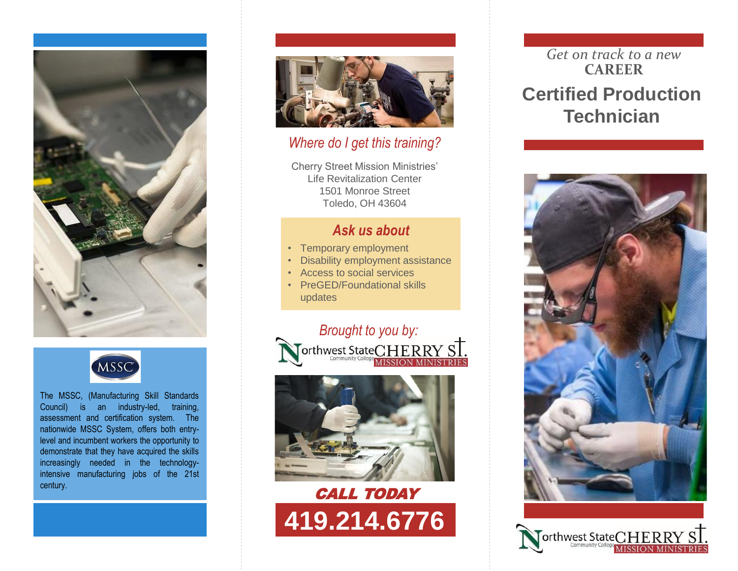MSSC

The MSSC, (Manufacturing Skill Standards Council) is an industry-led, training, assessment and certification system. The nationwide MSSC System, offers both entry-level and incumbent workers the opportunity to demonstrate that they have acquired the skills increasingly needed in the technology-intensive manufacturing jobs of the 21st century.

## *Where do I get this training?*

Cherry Street Mission Ministries'
Life Revitalization Center
1501 Monroe Street
Toledo, OH 43604

### *Ask us about*

- Temporary employment
- Disability employment assistance
- Access to social services
- PreGED/Foundational skills updates

*Brought to you by:*

Northwest State Community College | CHERRY ST. MISSION MINISTRIES

**CALL TODAY**

**419.214.6776**

*Get on track to a new*
**CAREER**

# Certified Production Technician

Northwest State Community College | CHERRY ST. MISSION MINISTRIES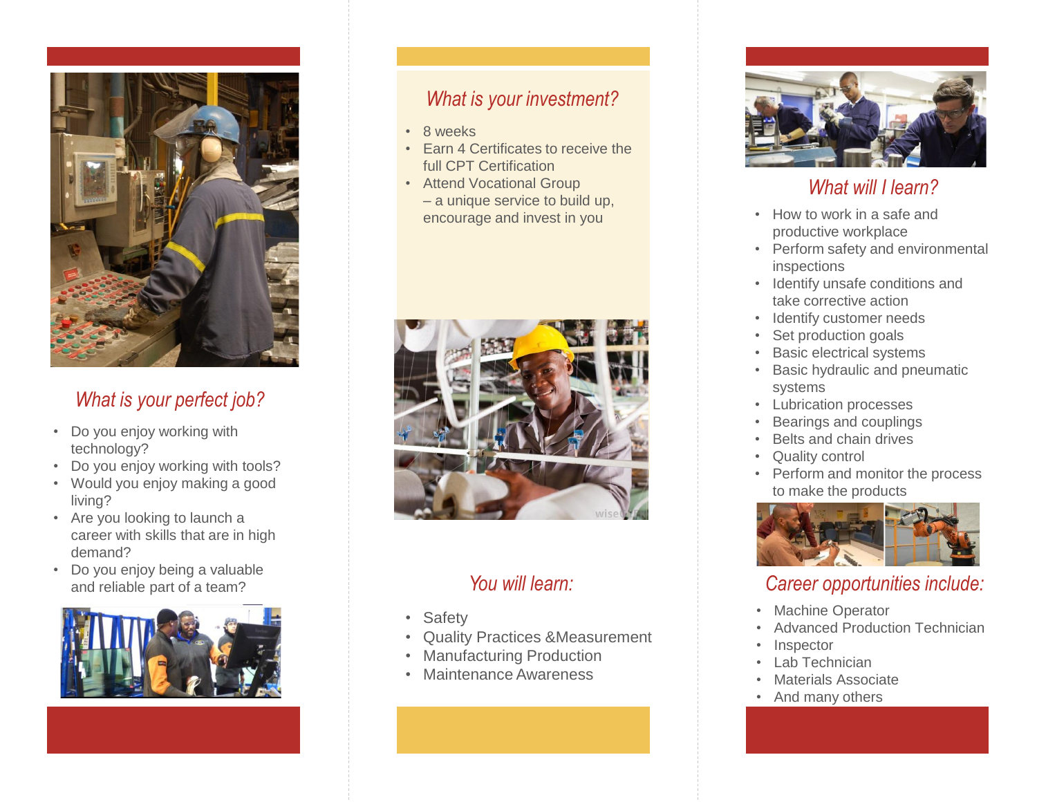## What is your perfect job?

- Do you enjoy working with technology?
- Do you enjoy working with tools?
- Would you enjoy making a good living?
- Are you looking to launch a career with skills that are in high demand?
- Do you enjoy being a valuable and reliable part of a team?

## What is your investment?

- 8 weeks
- Earn 4 Certificates to receive the full CPT Certification
- Attend Vocational Group – a unique service to build up, encourage and invest in you

## You will learn:

- Safety
- Quality Practices &Measurement
- Manufacturing Production
- Maintenance Awareness

## What will I learn?

- How to work in a safe and productive workplace
- Perform safety and environmental inspections
- Identify unsafe conditions and take corrective action
- Identify customer needs
- Set production goals
- Basic electrical systems
- Basic hydraulic and pneumatic systems
- Lubrication processes
- Bearings and couplings
- Belts and chain drives
- Quality control
- Perform and monitor the process to make the products

## Career opportunities include:

- Machine Operator
- Advanced Production Technician
- Inspector
- Lab Technician
- Materials Associate
- And many others